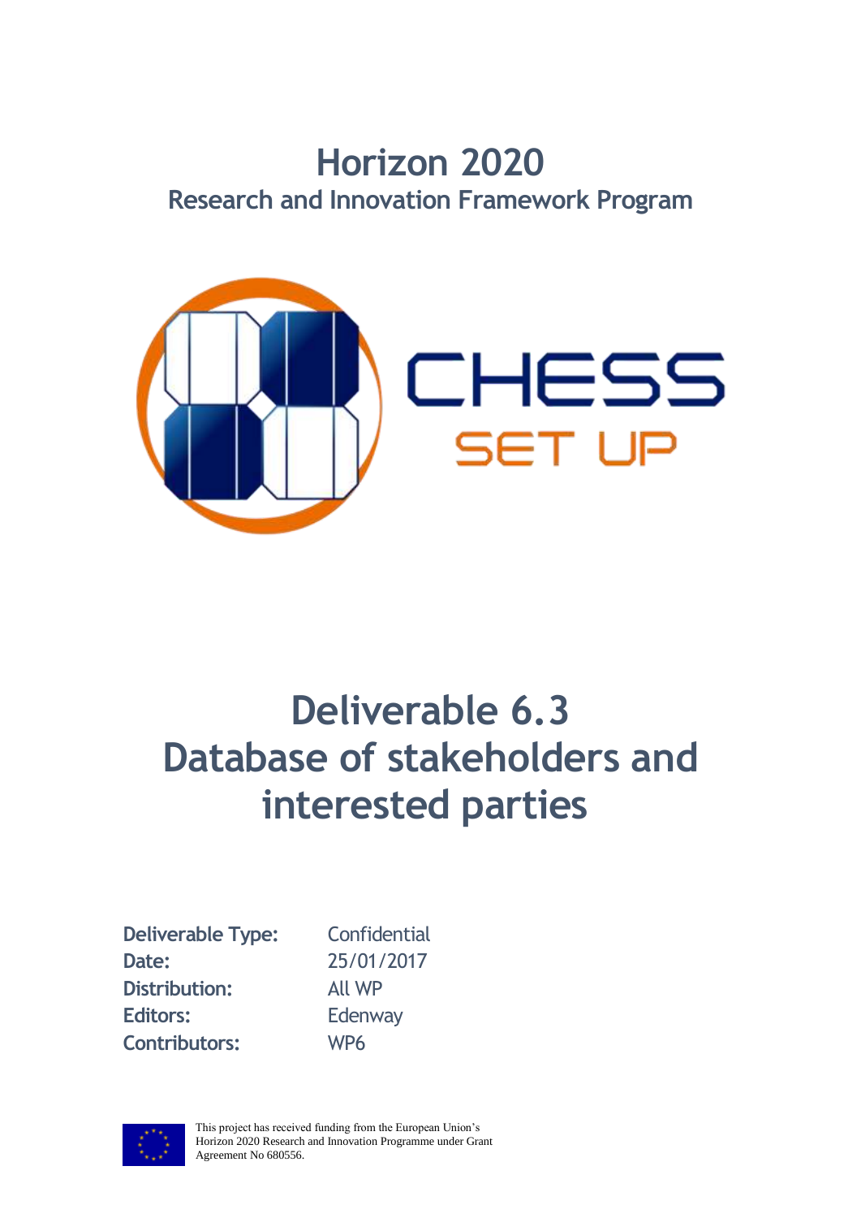# Horizon 2020

## Research and Innovation Framework Program

CHESS

SET UP

# Deliverable 6.3
# Database of stakeholders and interested parties

**Deliverable Type:** Confidential
**Date:** 25/01/2017
**Distribution:** All WP
**Editors:** Edenway
**Contributors:** WP6

This project has received funding from the European Union's Horizon 2020 Research and Innovation Programme under Grant Agreement No 680556.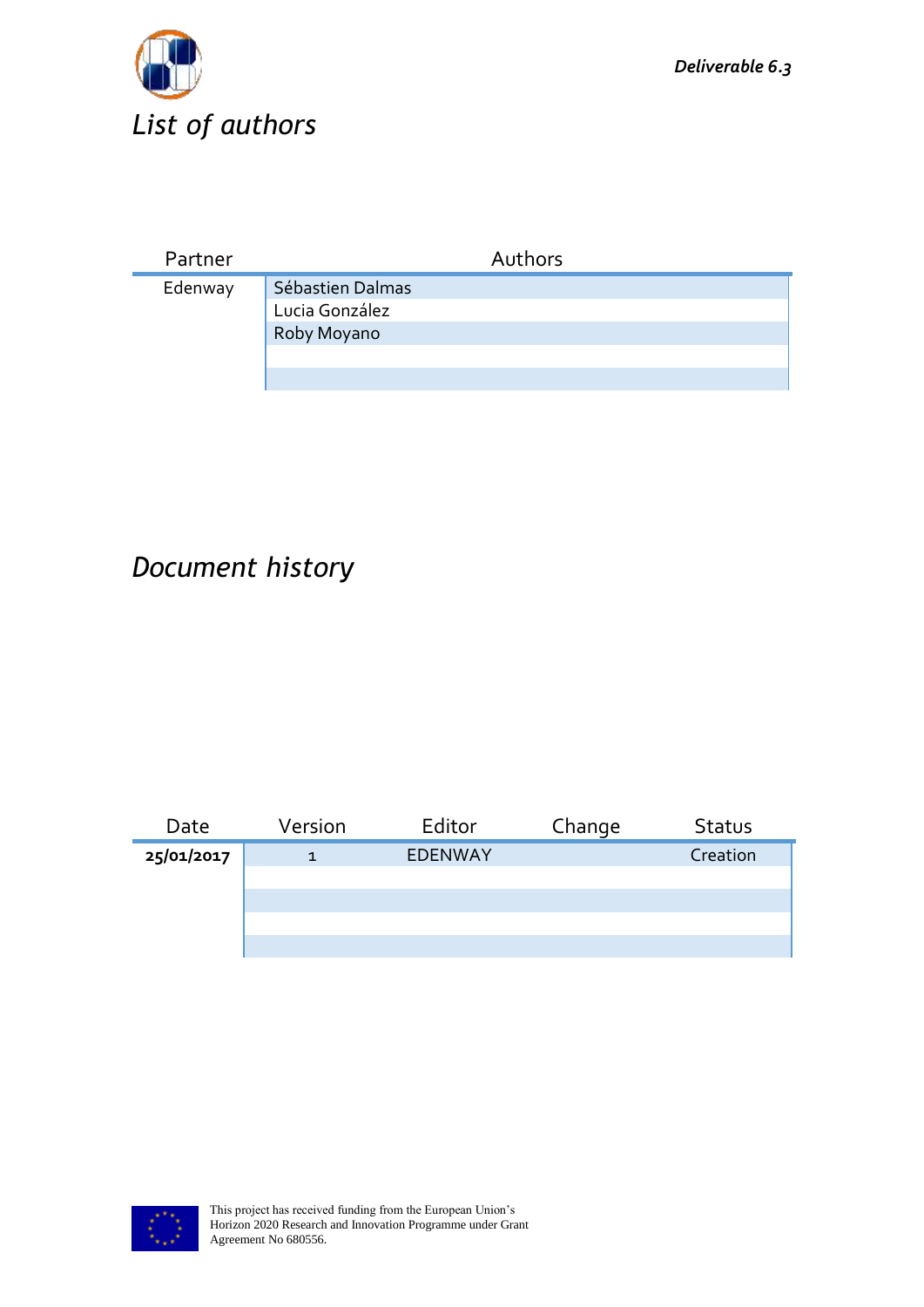# *List of authors*

| Partner | Authors |
|---|---|
| Edenway | Sébastien Dalmas |
| | Lucia González |
| | Roby Moyano |
| | |
| | |

# *Document history*

| Date | Version | Editor | Change | Status |
|---|---|---|---|---|
| **25/01/2017** | 1 | EDENWAY | | Creation |
| | | | | |
| | | | | |
| | | | | |
| | | | | |

This project has received funding from the European Union's Horizon 2020 Research and Innovation Programme under Grant Agreement No 680556.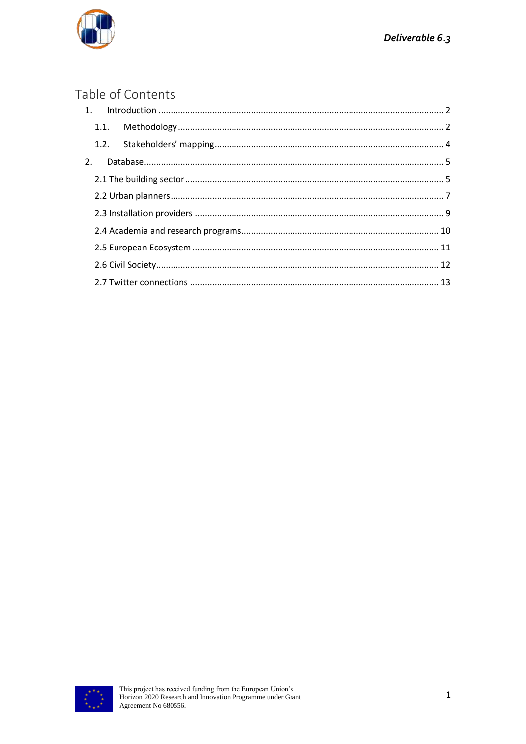# Table of Contents

1. Introduction ........................................................................................................ 2
   1.1. Methodology ................................................................................................ 2
   1.2. Stakeholders' mapping ................................................................................ 4
2. Database ............................................................................................................. 5
   2.1 The building sector ........................................................................................ 5
   2.2 Urban planners ............................................................................................... 7
   2.3 Installation providers ...................................................................................... 9
   2.4 Academia and research programs ................................................................ 10
   2.5 European Ecosystem .................................................................................... 11
   2.6 Civil Society .................................................................................................. 12
   2.7 Twitter connections ....................................................................................... 13

This project has received funding from the European Union's Horizon 2020 Research and Innovation Programme under Grant Agreement No 680556.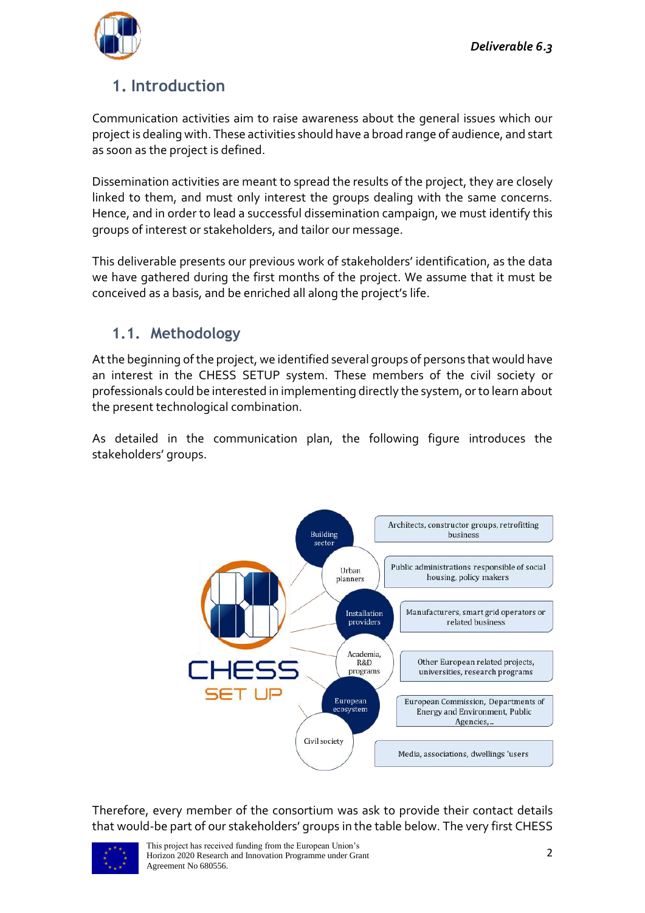# 1. Introduction

Communication activities aim to raise awareness about the general issues which our project is dealing with. These activities should have a broad range of audience, and start as soon as the project is defined.

Dissemination activities are meant to spread the results of the project, they are closely linked to them, and must only interest the groups dealing with the same concerns. Hence, and in order to lead a successful dissemination campaign, we must identify this groups of interest or stakeholders, and tailor our message.

This deliverable presents our previous work of stakeholders' identification, as the data we have gathered during the first months of the project. We assume that it must be conceived as a basis, and be enriched all along the project's life.

## 1.1. Methodology

At the beginning of the project, we identified several groups of persons that would have an interest in the CHESS SETUP system. These members of the civil society or professionals could be interested in implementing directly the system, or to learn about the present technological combination.

As detailed in the communication plan, the following figure introduces the stakeholders' groups.

| Group | Description |
|---|---|
| Building sector | Architects, constructor groups, retrofitting business |
| Urban planners | Public administrations responsible of social housing, policy makers |
| Installation providers | Manufacturers, smart grid operators or related business |
| Academia, R&D programs | Other European related projects, universities, research programs |
| European ecosystem | European Commission, Departments of Energy and Environment, Public Agencies,.. |
| Civil society | Media, associations, dwellings 'users |

Therefore, every member of the consortium was ask to provide their contact details that would-be part of our stakeholders' groups in the table below. The very first CHESS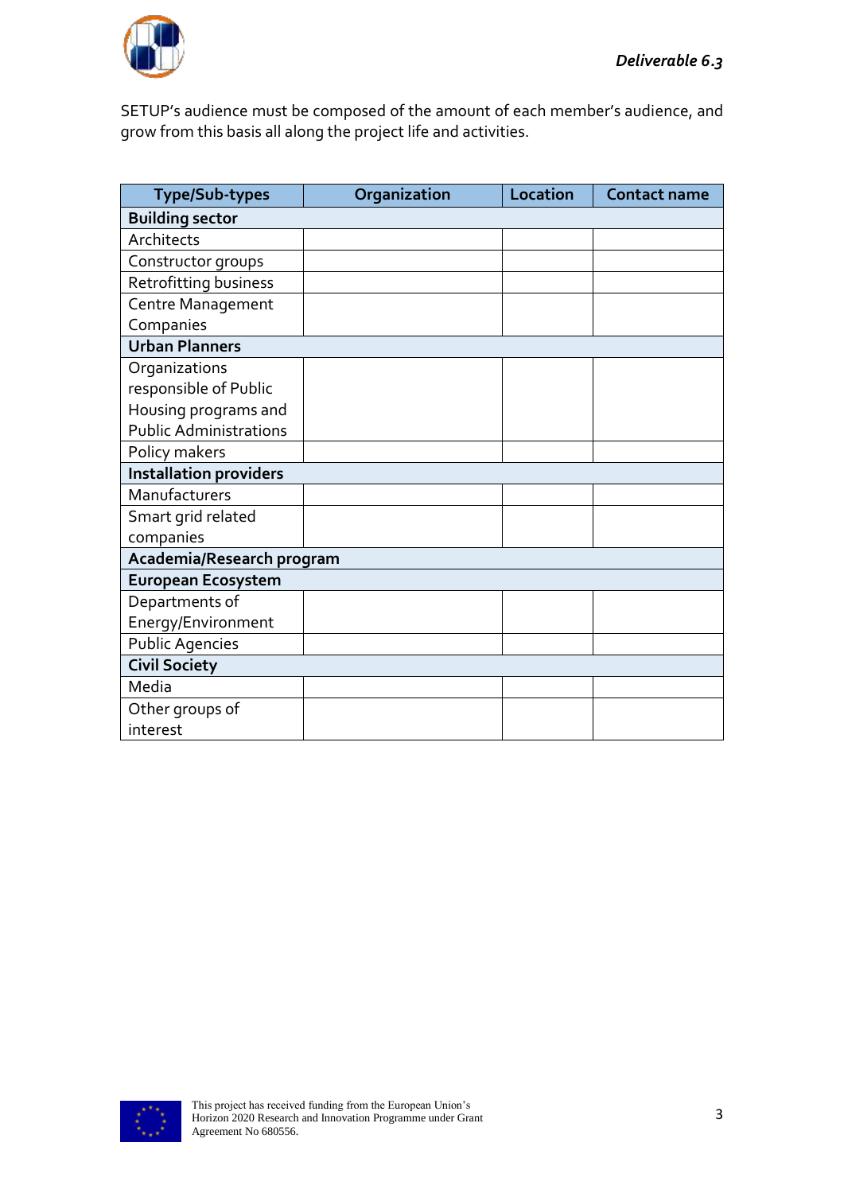SETUP's audience must be composed of the amount of each member's audience, and grow from this basis all along the project life and activities.

| Type/Sub-types | Organization | Location | Contact name |
|---|---|---|---|
| **Building sector** | | | |
| Architects | | | |
| Constructor groups | | | |
| Retrofitting business | | | |
| Centre Management Companies | | | |
| **Urban Planners** | | | |
| Organizations responsible of Public Housing programs and Public Administrations | | | |
| Policy makers | | | |
| **Installation providers** | | | |
| Manufacturers | | | |
| Smart grid related companies | | | |
| **Academia/Research program** | | | |
| **European Ecosystem** | | | |
| Departments of Energy/Environment | | | |
| Public Agencies | | | |
| **Civil Society** | | | |
| Media | | | |
| Other groups of interest | | | |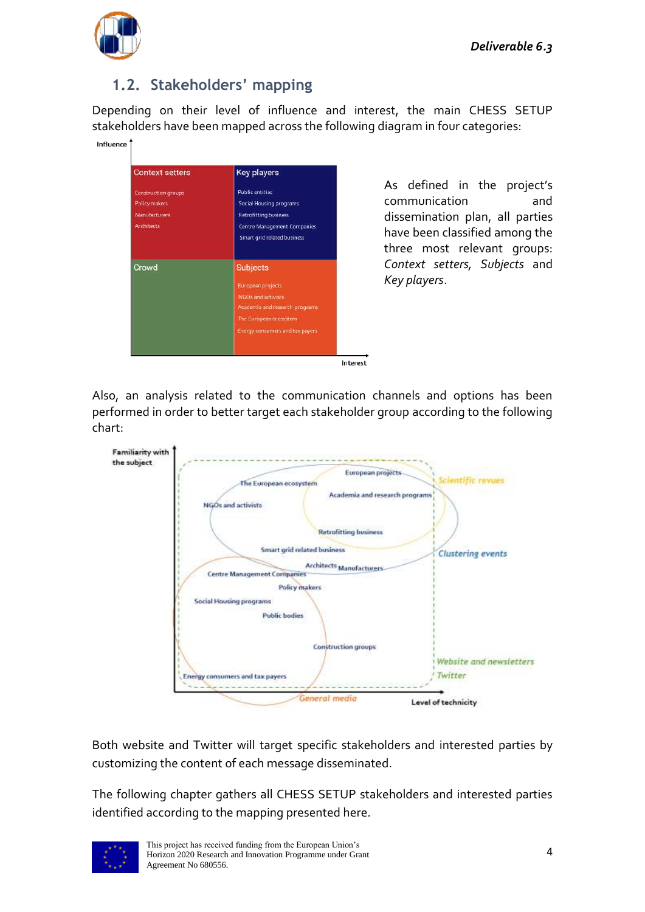## 1.2. Stakeholders' mapping

Depending on their level of influence and interest, the main CHESS SETUP stakeholders have been mapped across the following diagram in four categories:

| Context setters | Key players |
|---|---|
| Construction groups<br>Policy makers<br>Manufacturers<br>Architects | Public entities<br>Social Housing programs<br>Retrofitting business<br>Centre Management Companies<br>Smart grid related business |
| **Crowd** | **Subjects** |
| | European projects<br>NGOs and activists<br>Academia and research programs<br>The European ecosystem<br>Energy consumers and tax payers |

As defined in the project's communication and dissemination plan, all parties have been classified among the three most relevant groups: *Context setters*, *Subjects* and *Key players*.

Also, an analysis related to the communication channels and options has been performed in order to better target each stakeholder group according to the following chart:

Both website and Twitter will target specific stakeholders and interested parties by customizing the content of each message disseminated.

The following chapter gathers all CHESS SETUP stakeholders and interested parties identified according to the mapping presented here.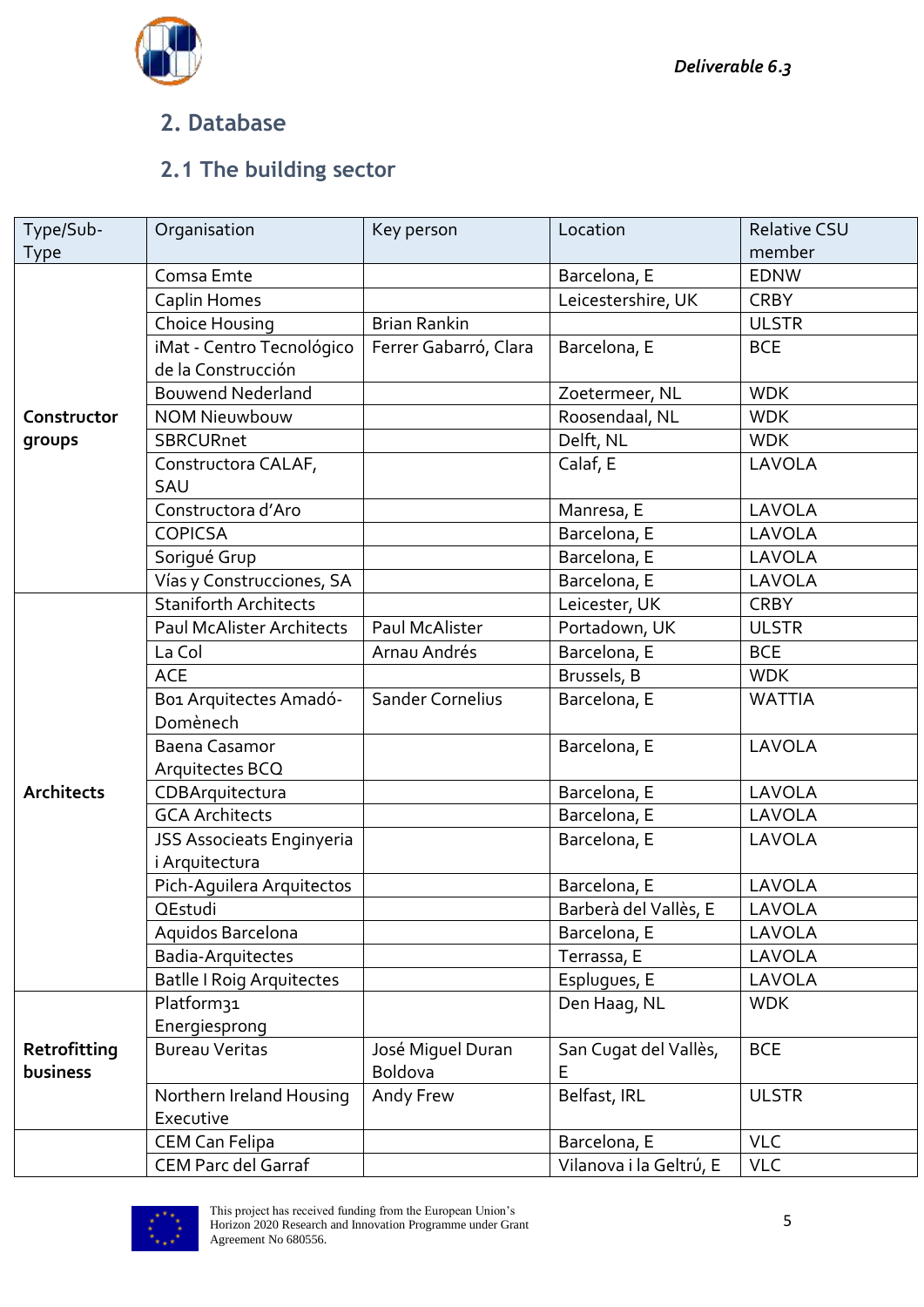## 2. Database

### 2.1 The building sector

| Type/Sub-Type | Organisation | Key person | Location | Relative CSU member |
|---|---|---|---|---|
| **Constructor groups** | Comsa Emte | | Barcelona, E | EDNW |
| | Caplin Homes | | Leicestershire, UK | CRBY |
| | Choice Housing | Brian Rankin | | ULSTR |
| | iMat - Centro Tecnológico de la Construcción | Ferrer Gabarró, Clara | Barcelona, E | BCE |
| | Bouwend Nederland | | Zoetermeer, NL | WDK |
| | NOM Nieuwbouw | | Roosendaal, NL | WDK |
| | SBRCURnet | | Delft, NL | WDK |
| | Constructora CALAF, SAU | | Calaf, E | LAVOLA |
| | Constructora d'Aro | | Manresa, E | LAVOLA |
| | COPICSA | | Barcelona, E | LAVOLA |
| | Sorigué Grup | | Barcelona, E | LAVOLA |
| | Vías y Construcciones, SA | | Barcelona, E | LAVOLA |
| **Architects** | Staniforth Architects | | Leicester, UK | CRBY |
| | Paul McAlister Architects | Paul McAlister | Portadown, UK | ULSTR |
| | La Col | Arnau Andrés | Barcelona, E | BCE |
| | ACE | | Brussels, B | WDK |
| | B01 Arquitectes Amadó-Domènech | Sander Cornelius | Barcelona, E | WATTIA |
| | Baena Casamor Arquitectes BCQ | | Barcelona, E | LAVOLA |
| | CDBArquitectura | | Barcelona, E | LAVOLA |
| | GCA Architects | | Barcelona, E | LAVOLA |
| | JSS Associeats Enginyeria i Arquitectura | | Barcelona, E | LAVOLA |
| | Pich-Aguilera Arquitectos | | Barcelona, E | LAVOLA |
| | QEstudi | | Barberà del Vallès, E | LAVOLA |
| | Aquidos Barcelona | | Barcelona, E | LAVOLA |
| | Badia-Arquitectes | | Terrassa, E | LAVOLA |
| | Batlle I Roig Arquitectes | | Esplugues, E | LAVOLA |
| **Retrofitting business** | Platform31 Energiesprong | | Den Haag, NL | WDK |
| | Bureau Veritas | José Miguel Duran Boldova | San Cugat del Vallès, E | BCE |
| | Northern Ireland Housing Executive | Andy Frew | Belfast, IRL | ULSTR |
| | CEM Can Felipa | | Barcelona, E | VLC |
| | CEM Parc del Garraf | | Vilanova i la Geltrú, E | VLC |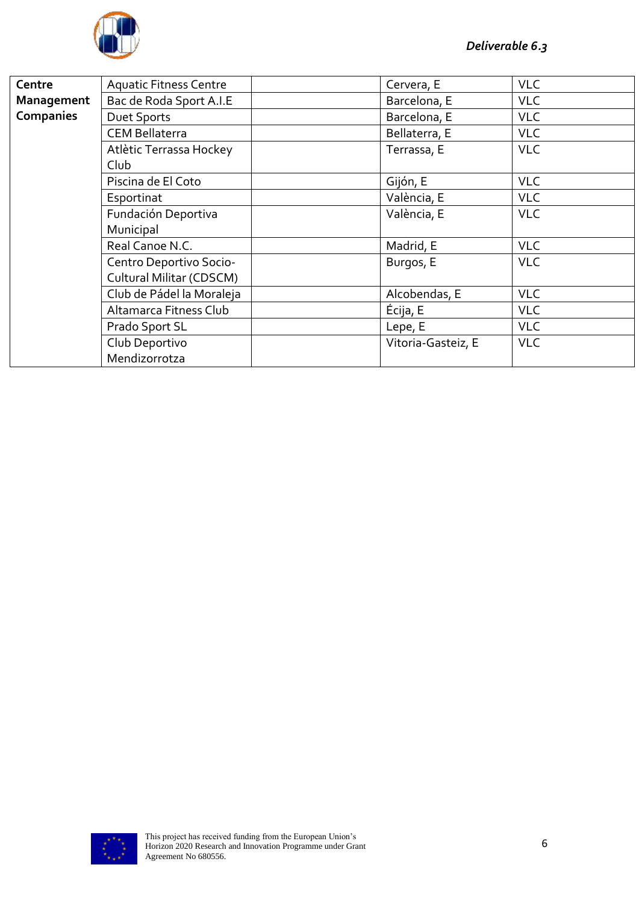| | | | | |
|---|---|---|---|---|
| **Centre Management Companies** | Aquatic Fitness Centre | | Cervera, E | VLC |
| | Bac de Roda Sport A.I.E | | Barcelona, E | VLC |
| | Duet Sports | | Barcelona, E | VLC |
| | CEM Bellaterra | | Bellaterra, E | VLC |
| | Atlètic Terrassa Hockey Club | | Terrassa, E | VLC |
| | Piscina de El Coto | | Gijón, E | VLC |
| | Esportinat | | València, E | VLC |
| | Fundación Deportiva Municipal | | València, E | VLC |
| | Real Canoe N.C. | | Madrid, E | VLC |
| | Centro Deportivo Socio-Cultural Militar (CDSCM) | | Burgos, E | VLC |
| | Club de Pádel la Moraleja | | Alcobendas, E | VLC |
| | Altamarca Fitness Club | | Écija, E | VLC |
| | Prado Sport SL | | Lepe, E | VLC |
| | Club Deportivo Mendizorrotza | | Vitoria-Gasteiz, E | VLC |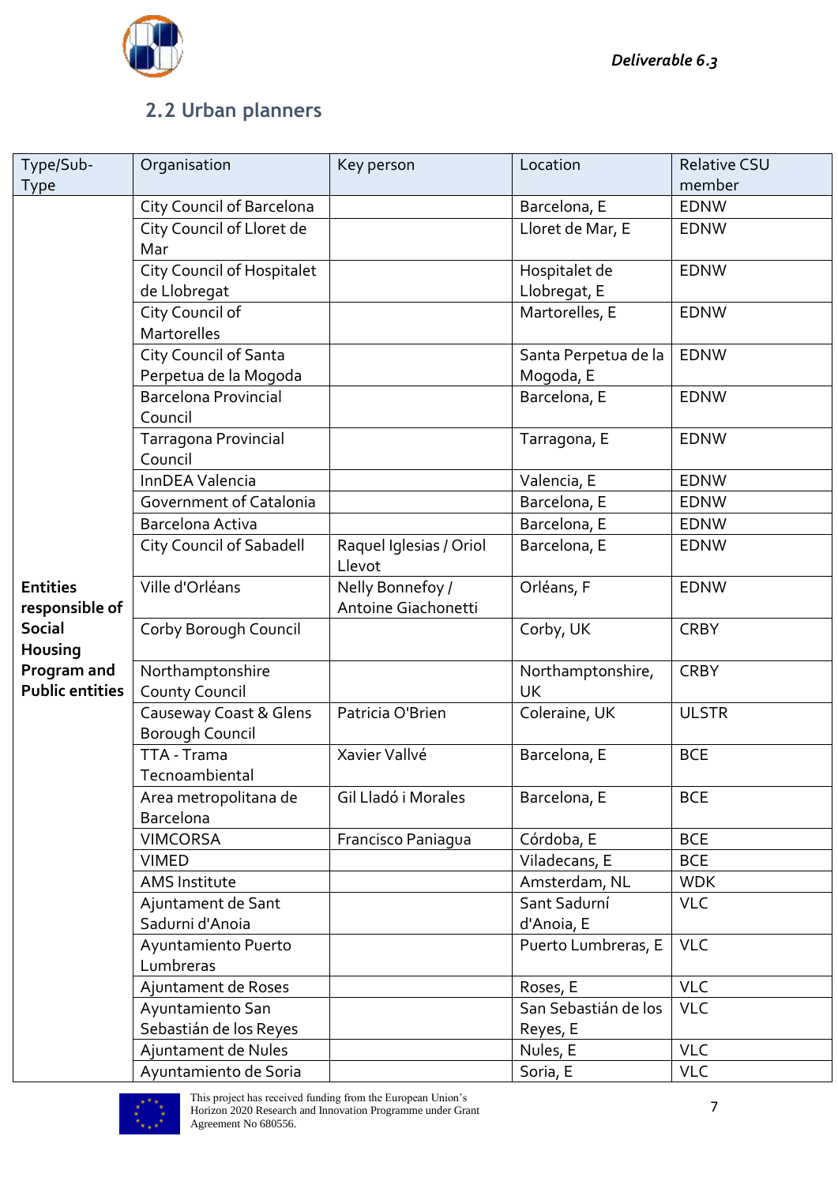## 2.2 Urban planners

| Type/Sub-Type | Organisation | Key person | Location | Relative CSU member |
|---|---|---|---|---|
| **Entities responsible of Social Housing Program and Public entities** | City Council of Barcelona | | Barcelona, E | EDNW |
| | City Council of Lloret de Mar | | Lloret de Mar, E | EDNW |
| | City Council of Hospitalet de Llobregat | | Hospitalet de Llobregat, E | EDNW |
| | City Council of Martorelles | | Martorelles, E | EDNW |
| | City Council of Santa Perpetua de la Mogoda | | Santa Perpetua de la Mogoda, E | EDNW |
| | Barcelona Provincial Council | | Barcelona, E | EDNW |
| | Tarragona Provincial Council | | Tarragona, E | EDNW |
| | InnDEA Valencia | | Valencia, E | EDNW |
| | Government of Catalonia | | Barcelona, E | EDNW |
| | Barcelona Activa | | Barcelona, E | EDNW |
| | City Council of Sabadell | Raquel Iglesias / Oriol Llevot | Barcelona, E | EDNW |
| | Ville d'Orléans | Nelly Bonnefoy / Antoine Giachonetti | Orléans, F | EDNW |
| | Corby Borough Council | | Corby, UK | CRBY |
| | Northamptonshire County Council | | Northamptonshire, UK | CRBY |
| | Causeway Coast & Glens Borough Council | Patricia O'Brien | Coleraine, UK | ULSTR |
| | TTA - Trama Tecnoambiental | Xavier Vallvé | Barcelona, E | BCE |
| | Area metropolitana de Barcelona | Gil Lladó i Morales | Barcelona, E | BCE |
| | VIMCORSA | Francisco Paniagua | Córdoba, E | BCE |
| | VIMED | | Viladecans, E | BCE |
| | AMS Institute | | Amsterdam, NL | WDK |
| | Ajuntament de Sant Sadurni d'Anoia | | Sant Sadurní d'Anoia, E | VLC |
| | Ayuntamiento Puerto Lumbreras | | Puerto Lumbreras, E | VLC |
| | Ajuntament de Roses | | Roses, E | VLC |
| | Ayuntamiento San Sebastián de los Reyes | | San Sebastián de los Reyes, E | VLC |
| | Ajuntament de Nules | | Nules, E | VLC |
| | Ayuntamiento de Soria | | Soria, E | VLC |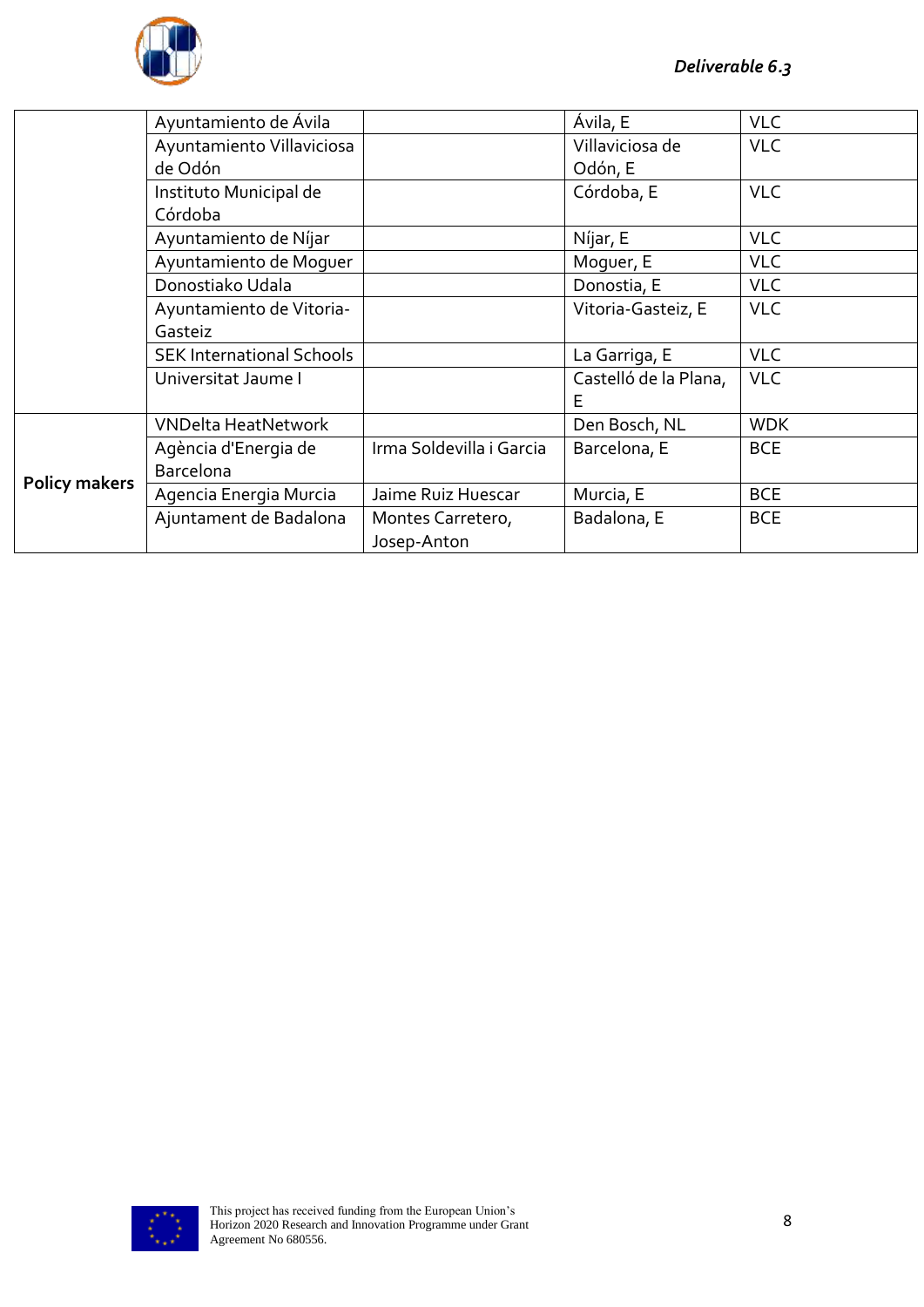| | | | | |
|---|---|---|---|---|
| | Ayuntamiento de Ávila | | Ávila, E | VLC |
| | Ayuntamiento Villaviciosa de Odón | | Villaviciosa de Odón, E | VLC |
| | Instituto Municipal de Córdoba | | Córdoba, E | VLC |
| | Ayuntamiento de Níjar | | Níjar, E | VLC |
| | Ayuntamiento de Moguer | | Moguer, E | VLC |
| | Donostiako Udala | | Donostia, E | VLC |
| | Ayuntamiento de Vitoria-Gasteiz | | Vitoria-Gasteiz, E | VLC |
| | SEK International Schools | | La Garriga, E | VLC |
| | Universitat Jaume I | | Castelló de la Plana, E | VLC |
| **Policy makers** | VNDelta HeatNetwork | | Den Bosch, NL | WDK |
| | Agència d'Energia de Barcelona | Irma Soldevilla i Garcia | Barcelona, E | BCE |
| | Agencia Energia Murcia | Jaime Ruiz Huescar | Murcia, E | BCE |
| | Ajuntament de Badalona | Montes Carretero, Josep-Anton | Badalona, E | BCE |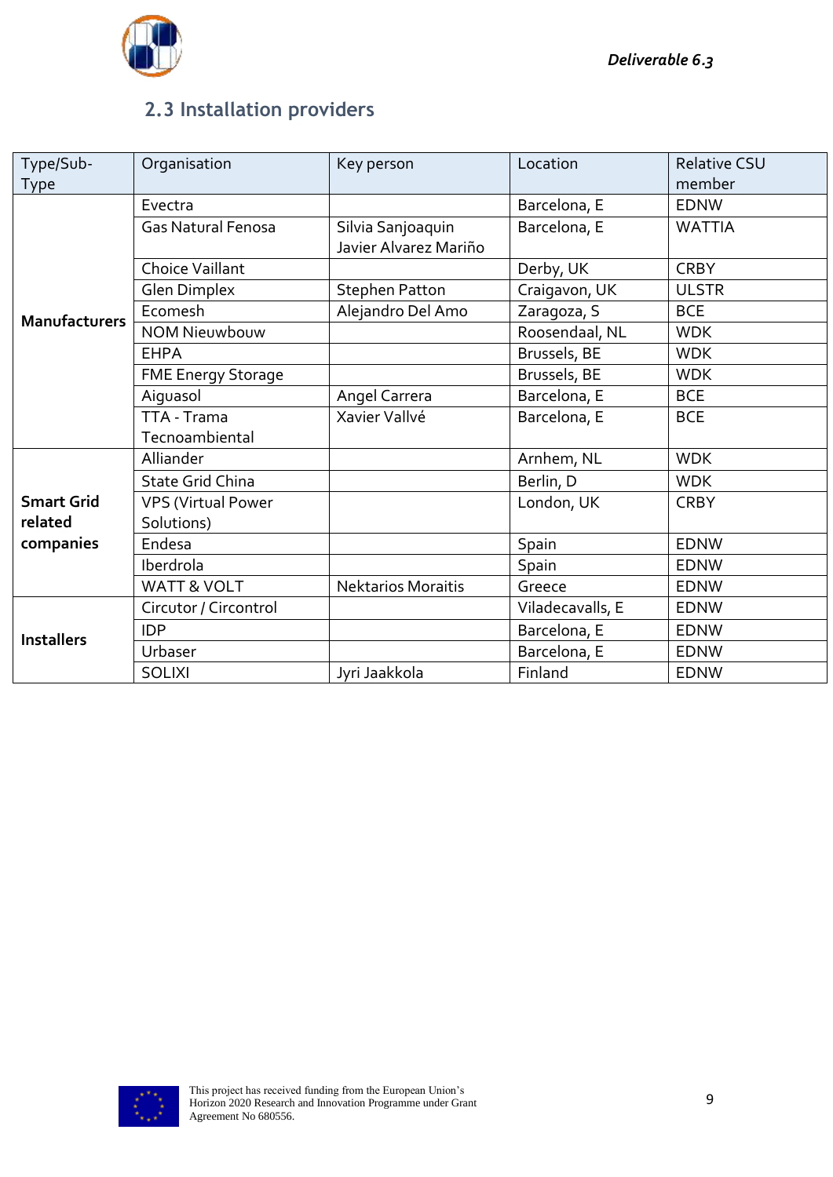## 2.3 Installation providers

| Type/Sub-Type | Organisation | Key person | Location | Relative CSU member |
| --- | --- | --- | --- | --- |
| **Manufacturers** | Evectra | | Barcelona, E | EDNW |
| | Gas Natural Fenosa | Silvia Sanjoaquin Javier Alvarez Mariño | Barcelona, E | WATTIA |
| | Choice Vaillant | | Derby, UK | CRBY |
| | Glen Dimplex | Stephen Patton | Craigavon, UK | ULSTR |
| | Ecomesh | Alejandro Del Amo | Zaragoza, S | BCE |
| | NOM Nieuwbouw | | Roosendaal, NL | WDK |
| | EHPA | | Brussels, BE | WDK |
| | FME Energy Storage | | Brussels, BE | WDK |
| | Aiguasol | Angel Carrera | Barcelona, E | BCE |
| | TTA - Trama Tecnoambiental | Xavier Vallvé | Barcelona, E | BCE |
| **Smart Grid related companies** | Alliander | | Arnhem, NL | WDK |
| | State Grid China | | Berlin, D | WDK |
| | VPS (Virtual Power Solutions) | | London, UK | CRBY |
| | Endesa | | Spain | EDNW |
| | Iberdrola | | Spain | EDNW |
| | WATT & VOLT | Nektarios Moraitis | Greece | EDNW |
| **Installers** | Circutor / Circontrol | | Viladecavalls, E | EDNW |
| | IDP | | Barcelona, E | EDNW |
| | Urbaser | | Barcelona, E | EDNW |
| | SOLIXI | Jyri Jaakkola | Finland | EDNW |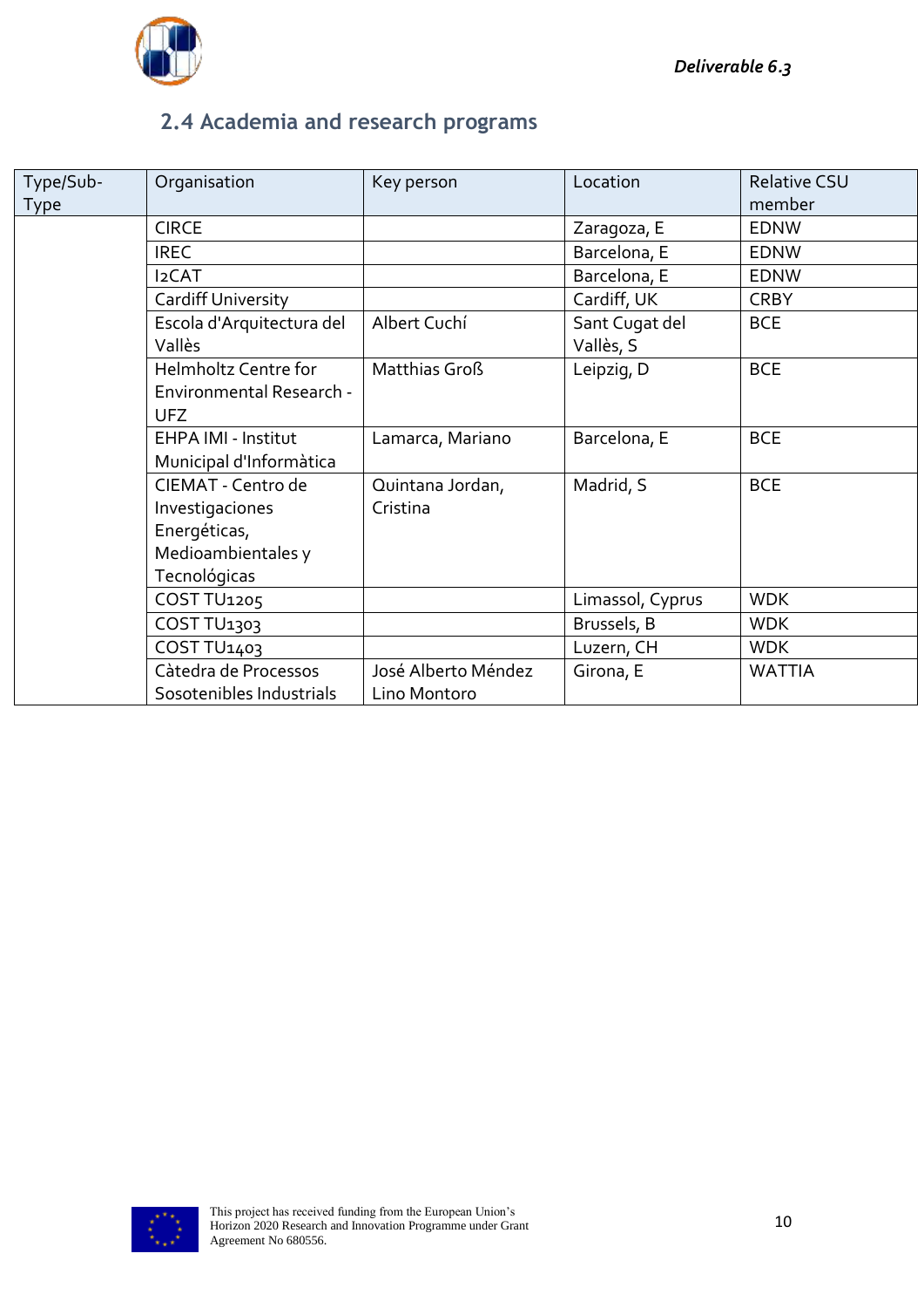## 2.4 Academia and research programs

| Type/Sub-Type | Organisation | Key person | Location | Relative CSU member |
|---|---|---|---|---|
| | CIRCE | | Zaragoza, E | EDNW |
| | IREC | | Barcelona, E | EDNW |
| | I2CAT | | Barcelona, E | EDNW |
| | Cardiff University | | Cardiff, UK | CRBY |
| | Escola d'Arquitectura del Vallès | Albert Cuchí | Sant Cugat del Vallès, S | BCE |
| | Helmholtz Centre for Environmental Research - UFZ | Matthias Groß | Leipzig, D | BCE |
| | EHPA IMI - Institut Municipal d'Informàtica | Lamarca, Mariano | Barcelona, E | BCE |
| | CIEMAT - Centro de Investigaciones Energéticas, Medioambientales y Tecnológicas | Quintana Jordan, Cristina | Madrid, S | BCE |
| | COST TU1205 | | Limassol, Cyprus | WDK |
| | COST TU1303 | | Brussels, B | WDK |
| | COST TU1403 | | Luzern, CH | WDK |
| | Càtedra de Processos Sosotenibles Industrials | José Alberto Méndez Lino Montoro | Girona, E | WATTIA |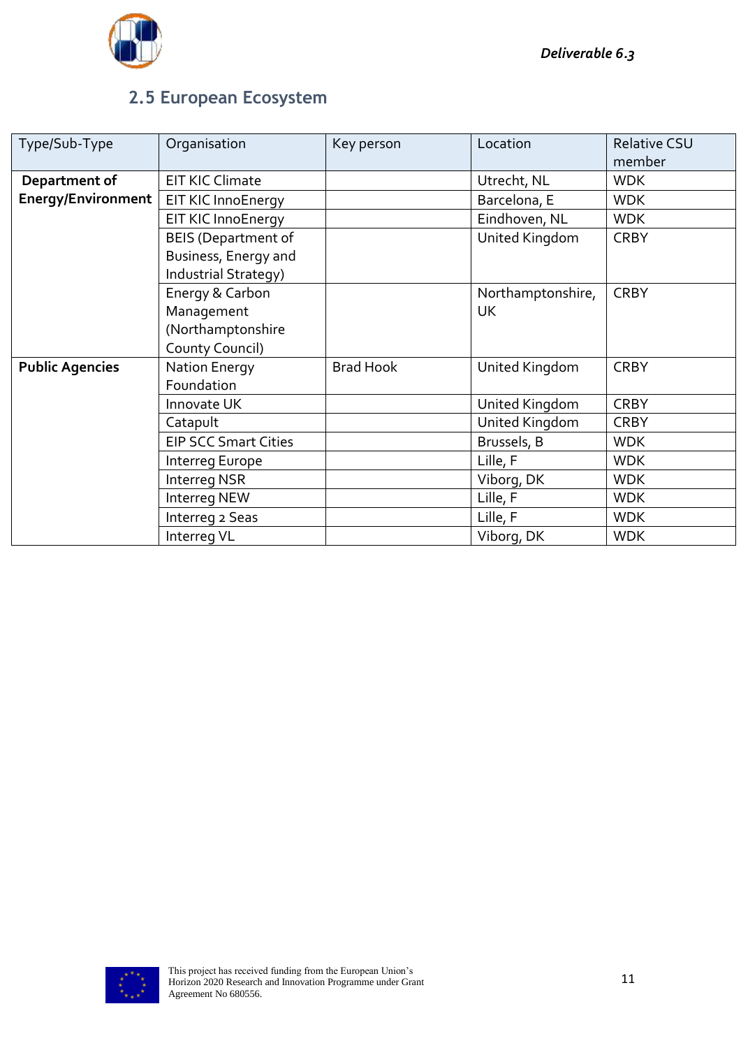## 2.5 European Ecosystem

| Type/Sub-Type | Organisation | Key person | Location | Relative CSU member |
|---|---|---|---|---|
| **Department of Energy/Environment** | EIT KIC Climate | | Utrecht, NL | WDK |
| | EIT KIC InnoEnergy | | Barcelona, E | WDK |
| | EIT KIC InnoEnergy | | Eindhoven, NL | WDK |
| | BEIS (Department of Business, Energy and Industrial Strategy) | | United Kingdom | CRBY |
| | Energy & Carbon Management (Northamptonshire County Council) | | Northamptonshire, UK | CRBY |
| **Public Agencies** | Nation Energy Foundation | Brad Hook | United Kingdom | CRBY |
| | Innovate UK | | United Kingdom | CRBY |
| | Catapult | | United Kingdom | CRBY |
| | EIP SCC Smart Cities | | Brussels, B | WDK |
| | Interreg Europe | | Lille, F | WDK |
| | Interreg NSR | | Viborg, DK | WDK |
| | Interreg NEW | | Lille, F | WDK |
| | Interreg 2 Seas | | Lille, F | WDK |
| | Interreg VL | | Viborg, DK | WDK |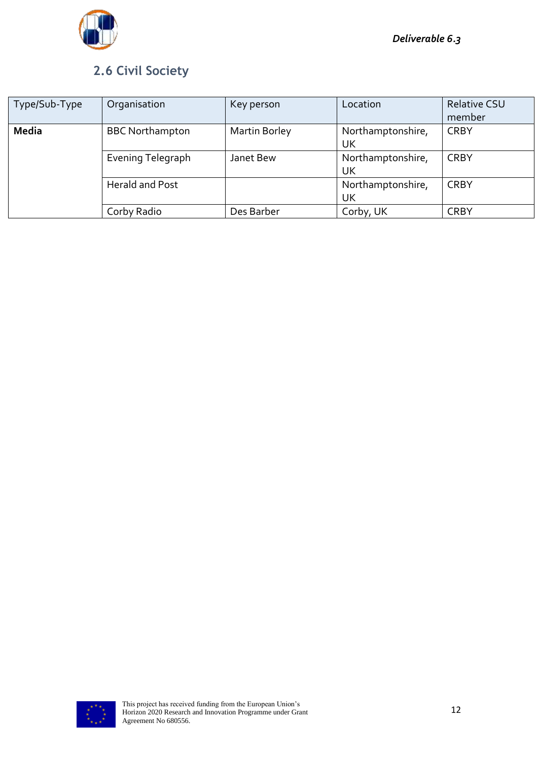## 2.6 Civil Society

| Type/Sub-Type | Organisation | Key person | Location | Relative CSU member |
|---|---|---|---|---|
| **Media** | BBC Northampton | Martin Borley | Northamptonshire, UK | CRBY |
| | Evening Telegraph | Janet Bew | Northamptonshire, UK | CRBY |
| | Herald and Post | | Northamptonshire, UK | CRBY |
| | Corby Radio | Des Barber | Corby, UK | CRBY |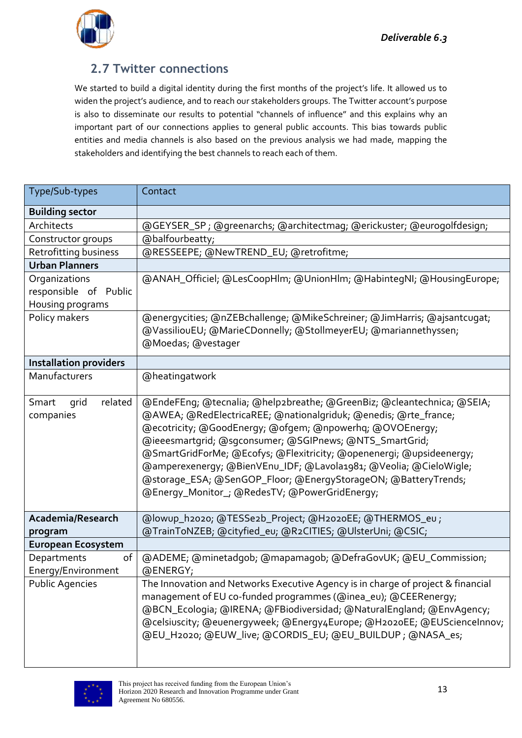## 2.7 Twitter connections

We started to build a digital identity during the first months of the project's life. It allowed us to widen the project's audience, and to reach our stakeholders groups. The Twitter account's purpose is also to disseminate our results to potential "channels of influence" and this explains why an important part of our connections applies to general public accounts. This bias towards public entities and media channels is also based on the previous analysis we had made, mapping the stakeholders and identifying the best channels to reach each of them.

| Type/Sub-types | Contact |
|---|---|
| **Building sector** | |
| Architects | @GEYSER_SP ; @greenarchs; @architectmag; @erickuster; @eurogolfdesign; |
| Constructor groups | @balfourbeatty; |
| Retrofitting business | @RESSEEPE; @NewTREND_EU; @retrofitme; |
| **Urban Planners** | |
| Organizations responsible of Public Housing programs | @ANAH_Officiel; @LesCoopHlm; @UnionHlm; @HabintegNI; @HousingEurope; |
| Policy makers | @energycities; @nZEBchallenge; @MikeSchreiner; @JimHarris; @ajsantcugat; @VassiliouEU; @MarieCDonnelly; @StollmeyerEU; @mariannethyssen; @Moedas; @vestager |
| **Installation providers** | |
| Manufacturers | @heatingatwork |
| Smart grid related companies | @EndeFEng; @tecnalia; @help2breathe; @GreenBiz; @cleantechnica; @SEIA; @AWEA; @RedElectricaREE; @nationalgriduk; @enedis; @rte_france; @ecotricity; @GoodEnergy; @ofgem; @npowerhq; @OVOEnergy; @ieeesmartgrid; @sgconsumer; @SGIPnews; @NTS_SmartGrid; @SmartGridForMe; @Ecofys; @Flexitricity; @openenergi; @upsideenergy; @amperexenergy; @BienVEnu_IDF; @Lavola1981; @Veolia; @CieloWigle; @storage_ESA; @SenGOP_Floor; @EnergyStorageON; @BatteryTrends; @Energy_Monitor_; @RedesTV; @PowerGridEnergy; |
| **Academia/Research program** | @lowup_h2020; @TESSe2b_Project; @H2020EE; @THERMOS_eu ; @TrainToNZEB; @cityfied_eu; @R2CITIES; @UlsterUni; @CSIC; |
| **European Ecosystem** | |
| Departments of Energy/Environment | @ADEME; @minetadgob; @mapamagob; @DefraGovUK; @EU_Commission; @ENERGY; |
| Public Agencies | The Innovation and Networks Executive Agency is in charge of project & financial management of EU co-funded programmes (@inea_eu); @CEERenergy; @BCN_Ecologia; @IRENA; @FBiodiversidad; @NaturalEngland; @EnvAgency; @celsiuscity; @euenergyweek; @Energy4Europe; @H2020EE; @EUScienceInnov; @EU_H2020; @EUW_live; @CORDIS_EU; @EU_BUILDUP ; @NASA_es; |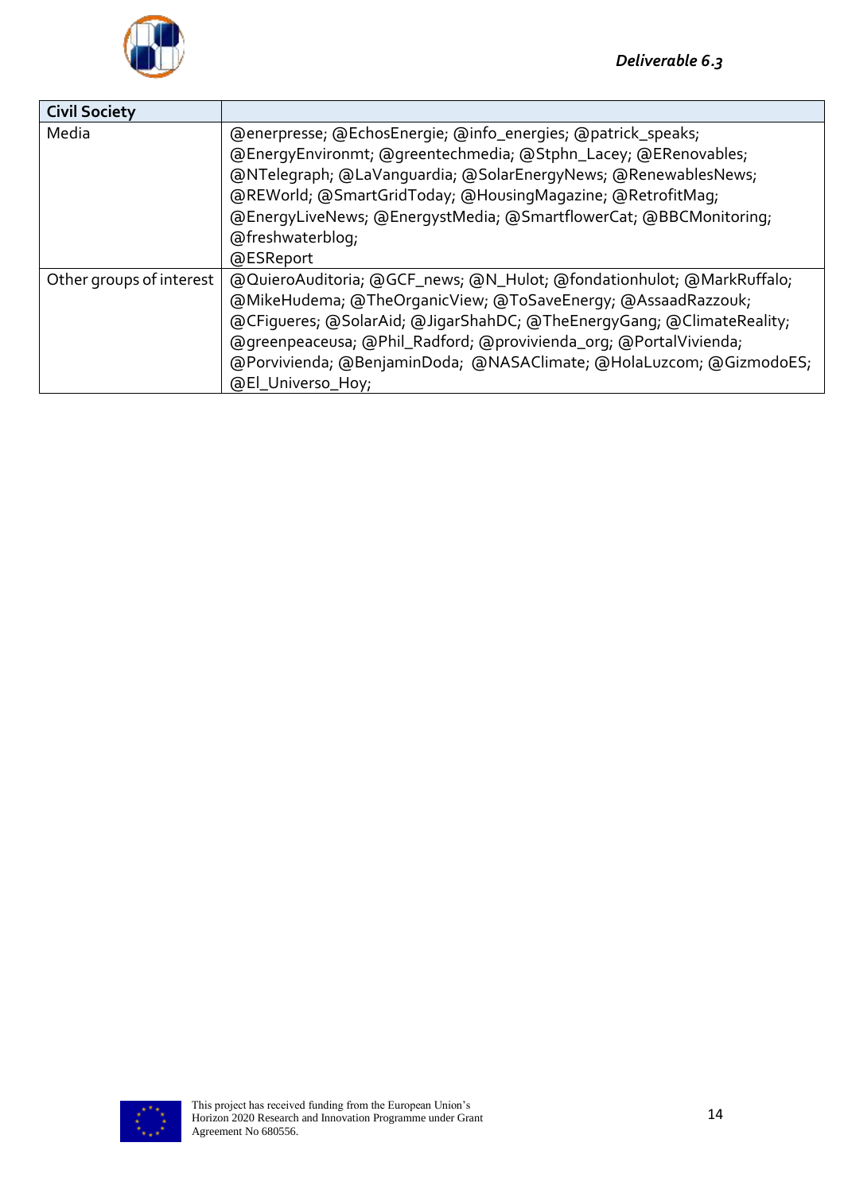| Civil Society | |
|---|---|
| Media | @enerpresse; @EchosEnergie; @info_energies; @patrick_speaks; @EnergyEnvironmt; @greentechmedia; @Stphn_Lacey; @ERenovables; @NTelegraph; @LaVanguardia; @SolarEnergyNews; @RenewablesNews; @REWorld; @SmartGridToday; @HousingMagazine; @RetrofitMag; @EnergyLiveNews; @EnergystMedia; @SmartflowerCat; @BBCMonitoring; @freshwaterblog; @ESReport |
| Other groups of interest | @QuieroAuditoria; @GCF_news; @N_Hulot; @fondationhulot; @MarkRuffalo; @MikeHudema; @TheOrganicView; @ToSaveEnergy; @AssaadRazzouk; @CFigueres; @SolarAid; @JigarShahDC; @TheEnergyGang; @ClimateReality; @greenpeaceusa; @Phil_Radford; @provivienda_org; @PortalVivienda; @Porvivienda; @BenjaminDoda; @NASAClimate; @HolaLuzcom; @GizmodoES; @El_Universo_Hoy; |